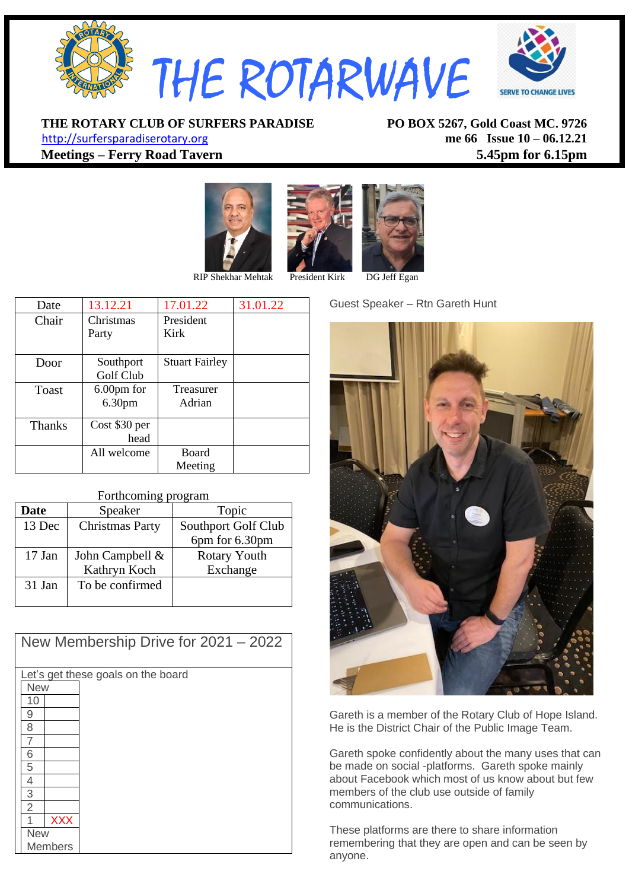# THE ROTARWAVE

**THE ROTARY CLUB OF SURFERS PARADISE**
http://surfersparadiserotary.org
**Meetings – Ferry Road Tavern**

**PO BOX 5267, Gold Coast MC. 9726**
**me 66 Issue 10 – 06.12.21**
**5.45pm for 6.15pm**

RIP Shekhar Mehtak    President Kirk    DG Jeff Egan

| Date | 13.12.21 | 17.01.22 | 31.01.22 |
|---|---|---|---|
| Chair | Christmas Party | President Kirk | |
| Door | Southport Golf Club | Stuart Fairley | |
| Toast | 6.00pm for 6.30pm | Treasurer Adrian | |
| Thanks | Cost $30 per head | | |
| | All welcome | Board Meeting | |

Forthcoming program

| Date | Speaker | Topic |
|---|---|---|
| 13 Dec | Christmas Party | Southport Golf Club 6pm for 6.30pm |
| 17 Jan | John Campbell & Kathryn Koch | Rotary Youth Exchange |
| 31 Jan | To be confirmed | |

## New Membership Drive for 2021 – 2022

Let's get these goals on the board

| New | |
|---|---|
| 10 | |
| 9 | |
| 8 | |
| 7 | |
| 6 | |
| 5 | |
| 4 | |
| 3 | |
| 2 | |
| 1 | XXX |
| New Members | |

Guest Speaker – Rtn Gareth Hunt

Gareth is a member of the Rotary Club of Hope Island. He is the District Chair of the Public Image Team.

Gareth spoke confidently about the many uses that can be made on social -platforms. Gareth spoke mainly about Facebook which most of us know about but few members of the club use outside of family communications.

These platforms are there to share information remembering that they are open and can be seen by anyone.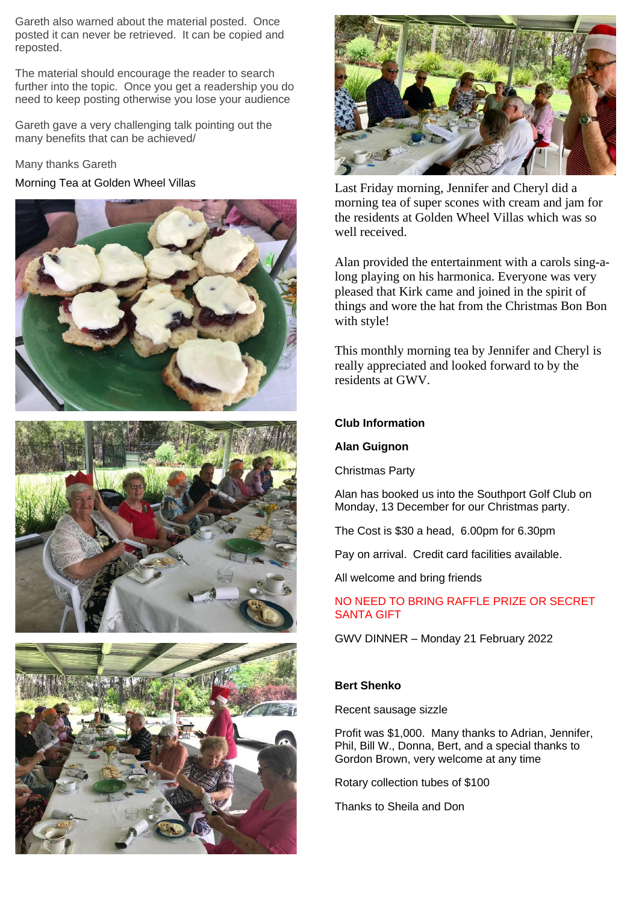Gareth also warned about the material posted. Once posted it can never be retrieved. It can be copied and reposted.

The material should encourage the reader to search further into the topic. Once you get a readership you do need to keep posting otherwise you lose your audience

Gareth gave a very challenging talk pointing out the many benefits that can be achieved/

Many thanks Gareth

Morning Tea at Golden Wheel Villas

Last Friday morning, Jennifer and Cheryl did a morning tea of super scones with cream and jam for the residents at Golden Wheel Villas which was so well received.

Alan provided the entertainment with a carols sing-a-long playing on his harmonica. Everyone was very pleased that Kirk came and joined in the spirit of things and wore the hat from the Christmas Bon Bon with style!

This monthly morning tea by Jennifer and Cheryl is really appreciated and looked forward to by the residents at GWV.

**Club Information**

**Alan Guignon**

Christmas Party

Alan has booked us into the Southport Golf Club on Monday, 13 December for our Christmas party.

The Cost is $30 a head, 6.00pm for 6.30pm

Pay on arrival. Credit card facilities available.

All welcome and bring friends

NO NEED TO BRING RAFFLE PRIZE OR SECRET SANTA GIFT

GWV DINNER – Monday 21 February 2022

**Bert Shenko**

Recent sausage sizzle

Profit was $1,000. Many thanks to Adrian, Jennifer, Phil, Bill W., Donna, Bert, and a special thanks to Gordon Brown, very welcome at any time

Rotary collection tubes of $100

Thanks to Sheila and Don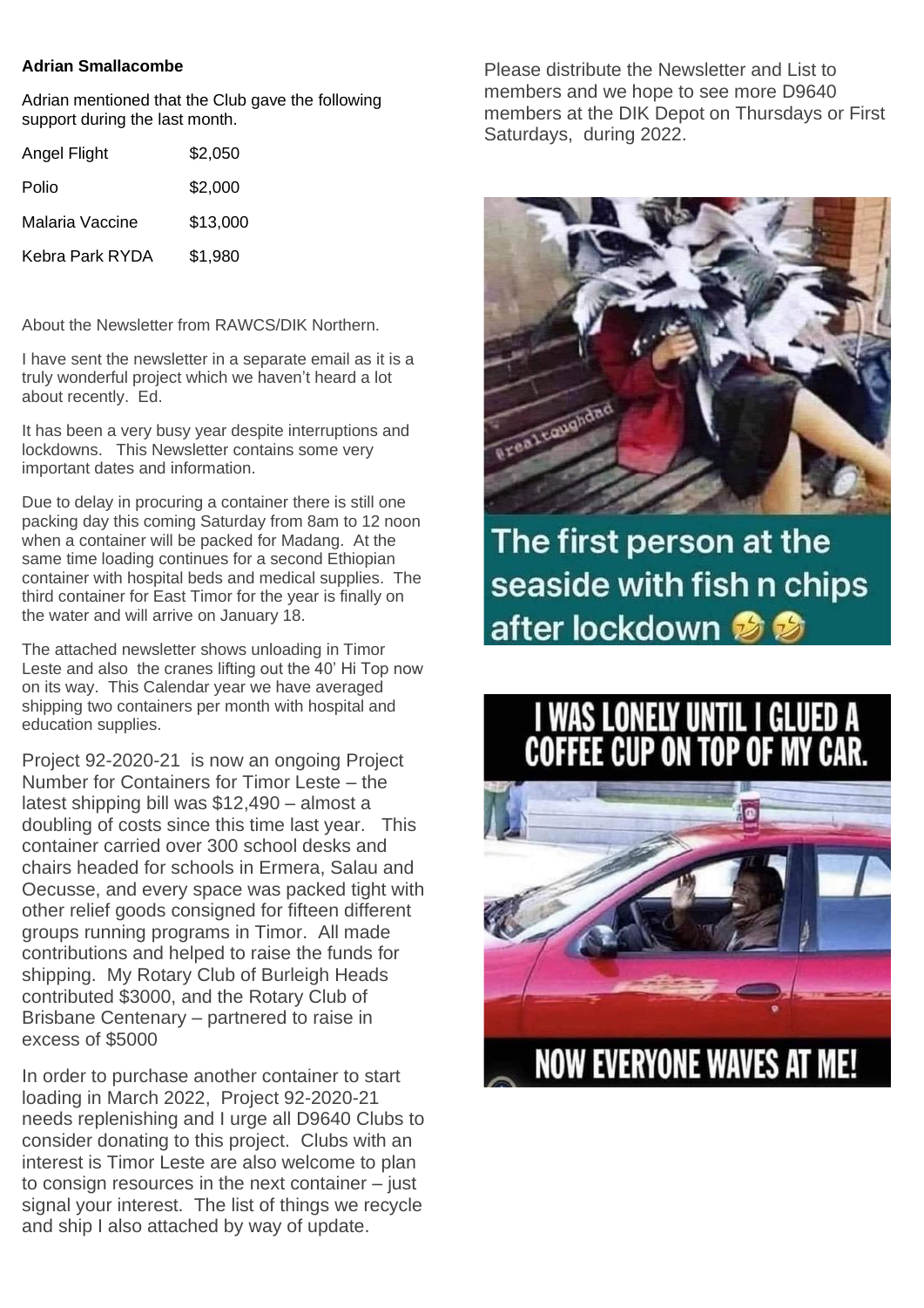**Adrian Smallacombe**

Adrian mentioned that the Club gave the following support during the last month.

| | |
|---|---|
| Angel Flight | $2,050 |
| Polio | $2,000 |
| Malaria Vaccine | $13,000 |
| Kebra Park RYDA | $1,980 |

About the Newsletter from RAWCS/DIK Northern.

I have sent the newsletter in a separate email as it is a truly wonderful project which we haven't heard a lot about recently. Ed.

It has been a very busy year despite interruptions and lockdowns. This Newsletter contains some very important dates and information.

Due to delay in procuring a container there is still one packing day this coming Saturday from 8am to 12 noon when a container will be packed for Madang. At the same time loading continues for a second Ethiopian container with hospital beds and medical supplies. The third container for East Timor for the year is finally on the water and will arrive on January 18.

The attached newsletter shows unloading in Timor Leste and also the cranes lifting out the 40' Hi Top now on its way. This Calendar year we have averaged shipping two containers per month with hospital and education supplies.

Project 92-2020-21 is now an ongoing Project Number for Containers for Timor Leste – the latest shipping bill was $12,490 – almost a doubling of costs since this time last year. This container carried over 300 school desks and chairs headed for schools in Ermera, Salau and Oecusse, and every space was packed tight with other relief goods consigned for fifteen different groups running programs in Timor. All made contributions and helped to raise the funds for shipping. My Rotary Club of Burleigh Heads contributed $3000, and the Rotary Club of Brisbane Centenary – partnered to raise in excess of $5000

In order to purchase another container to start loading in March 2022, Project 92-2020-21 needs replenishing and I urge all D9640 Clubs to consider donating to this project. Clubs with an interest is Timor Leste are also welcome to plan to consign resources in the next container – just signal your interest. The list of things we recycle and ship I also attached by way of update.

Please distribute the Newsletter and List to members and we hope to see more D9640 members at the DIK Depot on Thursdays or First Saturdays, during 2022.

The first person at the seaside with fish n chips after lockdown 🤣🤣

I WAS LONELY UNTIL I GLUED A COFFEE CUP ON TOP OF MY CAR.

NOW EVERYONE WAVES AT ME!